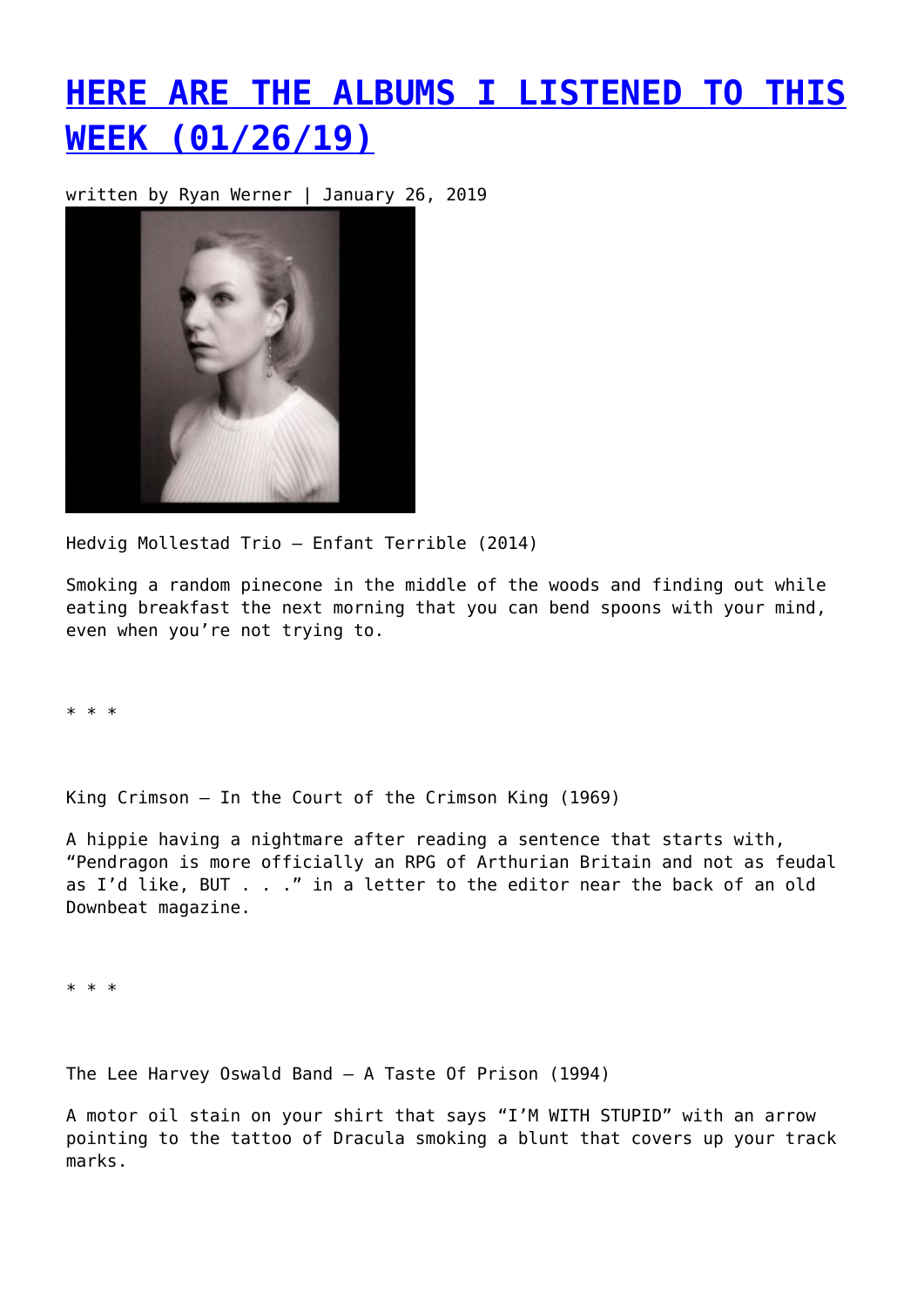# [HERE ARE THE ALBUMS I LISTENED TO THIS WEEK (01/26/19)]

written by Ryan Werner | January 26, 2019

Hedvig Mollestad Trio – Enfant Terrible (2014)

Smoking a random pinecone in the middle of the woods and finding out while eating breakfast the next morning that you can bend spoons with your mind, even when you're not trying to.

* * *

King Crimson – In the Court of the Crimson King (1969)

A hippie having a nightmare after reading a sentence that starts with, "Pendragon is more officially an RPG of Arthurian Britain and not as feudal as I'd like, BUT . . ." in a letter to the editor near the back of an old Downbeat magazine.

* * *

The Lee Harvey Oswald Band – A Taste Of Prison (1994)

A motor oil stain on your shirt that says "I'M WITH STUPID" with an arrow pointing to the tattoo of Dracula smoking a blunt that covers up your track marks.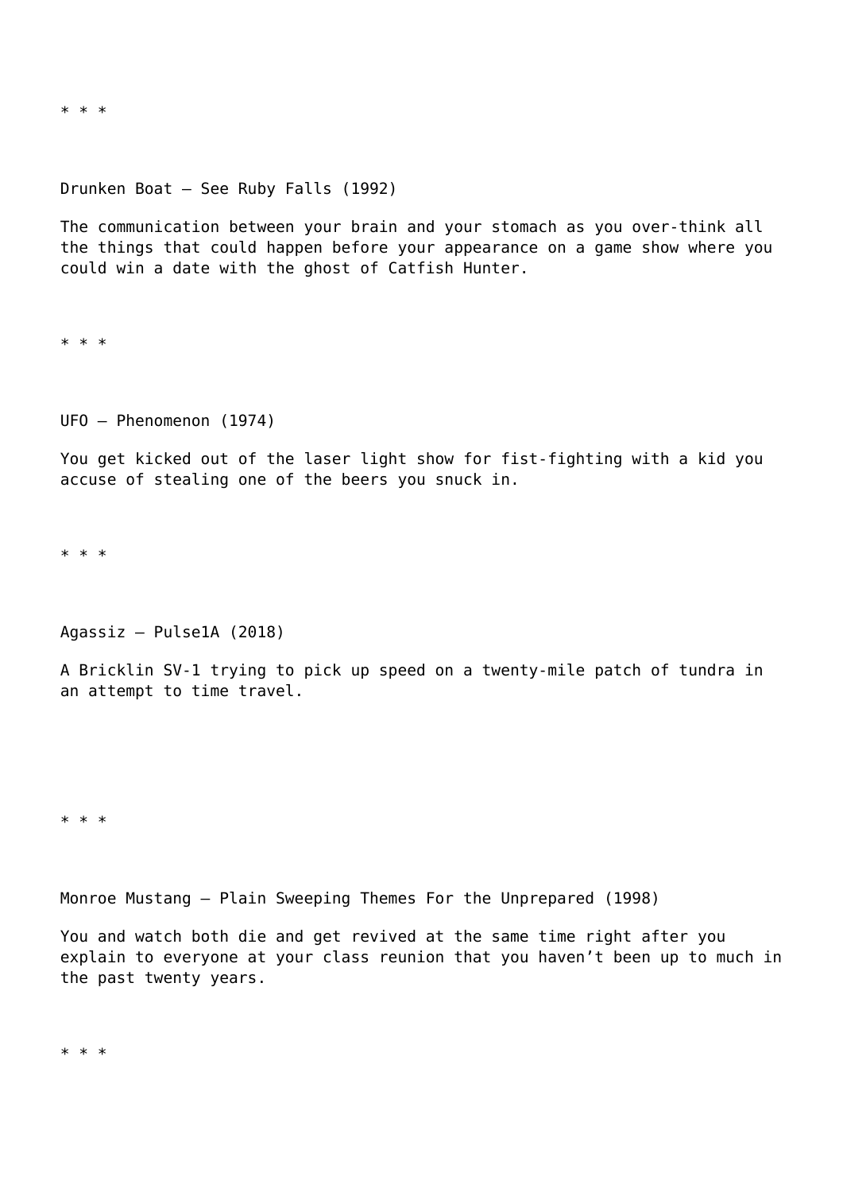* * *

Drunken Boat – See Ruby Falls (1992)

The communication between your brain and your stomach as you over-think all the things that could happen before your appearance on a game show where you could win a date with the ghost of Catfish Hunter.

* * *

UFO – Phenomenon (1974)

You get kicked out of the laser light show for fist-fighting with a kid you accuse of stealing one of the beers you snuck in.

* * *

Agassiz – Pulse1A (2018)

A Bricklin SV-1 trying to pick up speed on a twenty-mile patch of tundra in an attempt to time travel.

* * *

Monroe Mustang – Plain Sweeping Themes For the Unprepared (1998)

You and watch both die and get revived at the same time right after you explain to everyone at your class reunion that you haven't been up to much in the past twenty years.

* * *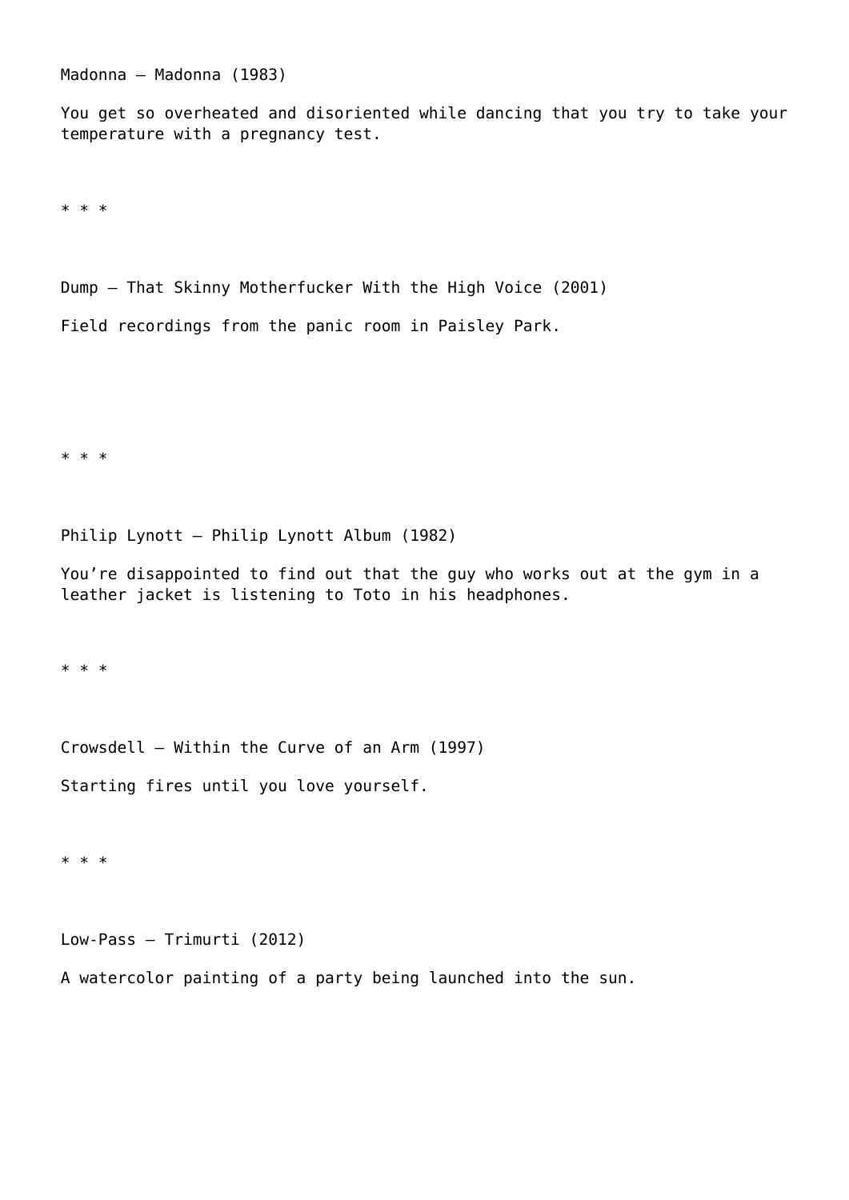Madonna – Madonna (1983)

You get so overheated and disoriented while dancing that you try to take your temperature with a pregnancy test.

* * *

Dump – That Skinny Motherfucker With the High Voice (2001)

Field recordings from the panic room in Paisley Park.

* * *

Philip Lynott – Philip Lynott Album (1982)

You’re disappointed to find out that the guy who works out at the gym in a leather jacket is listening to Toto in his headphones.

* * *

Crowsdell – Within the Curve of an Arm (1997)

Starting fires until you love yourself.

* * *

Low-Pass – Trimurti (2012)

A watercolor painting of a party being launched into the sun.